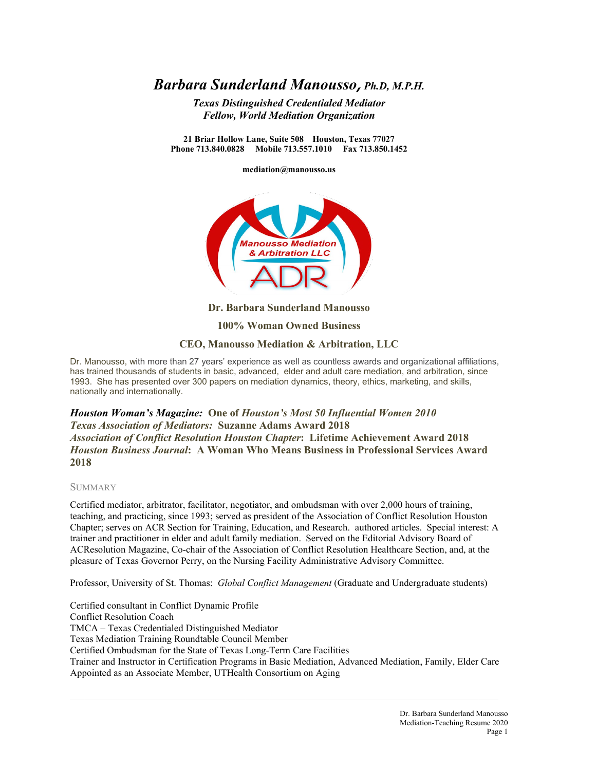# *Barbara Sunderland Manousso, Ph.D, M.P.H.*

***Texas Distinguished Credentialed Mediator***
***Fellow, World Mediation Organization***

**21 Briar Hollow Lane, Suite 508 Houston, Texas 77027**
**Phone 713.840.0828 Mobile 713.557.1010 Fax 713.850.1452**

**mediation@manousso.us**

Manousso Mediation & Arbitration LLC
ADR

**Dr. Barbara Sunderland Manousso**

**100% Woman Owned Business**

**CEO, Manousso Mediation & Arbitration, LLC**

Dr. Manousso, with more than 27 years' experience as well as countless awards and organizational affiliations, has trained thousands of students in basic, advanced, elder and adult care mediation, and arbitration, since 1993. She has presented over 300 papers on mediation dynamics, theory, ethics, marketing, and skills, nationally and internationally.

***Houston Woman's Magazine:*** **One of *Houston's Most 50 Influential Women 2010***
***Texas Association of Mediators:*** **Suzanne Adams Award 2018**
***Association of Conflict Resolution Houston Chapter*: Lifetime Achievement Award 2018**
***Houston Business Journal*: A Woman Who Means Business in Professional Services Award 2018**

## SUMMARY

Certified mediator, arbitrator, facilitator, negotiator, and ombudsman with over 2,000 hours of training, teaching, and practicing, since 1993; served as president of the Association of Conflict Resolution Houston Chapter; serves on ACR Section for Training, Education, and Research. authored articles. Special interest: A trainer and practitioner in elder and adult family mediation. Served on the Editorial Advisory Board of ACResolution Magazine, Co-chair of the Association of Conflict Resolution Healthcare Section, and, at the pleasure of Texas Governor Perry, on the Nursing Facility Administrative Advisory Committee.

Professor, University of St. Thomas: *Global Conflict Management* (Graduate and Undergraduate students)

Certified consultant in Conflict Dynamic Profile
Conflict Resolution Coach
TMCA – Texas Credentialed Distinguished Mediator
Texas Mediation Training Roundtable Council Member
Certified Ombudsman for the State of Texas Long-Term Care Facilities
Trainer and Instructor in Certification Programs in Basic Mediation, Advanced Mediation, Family, Elder Care
Appointed as an Associate Member, UTHealth Consortium on Aging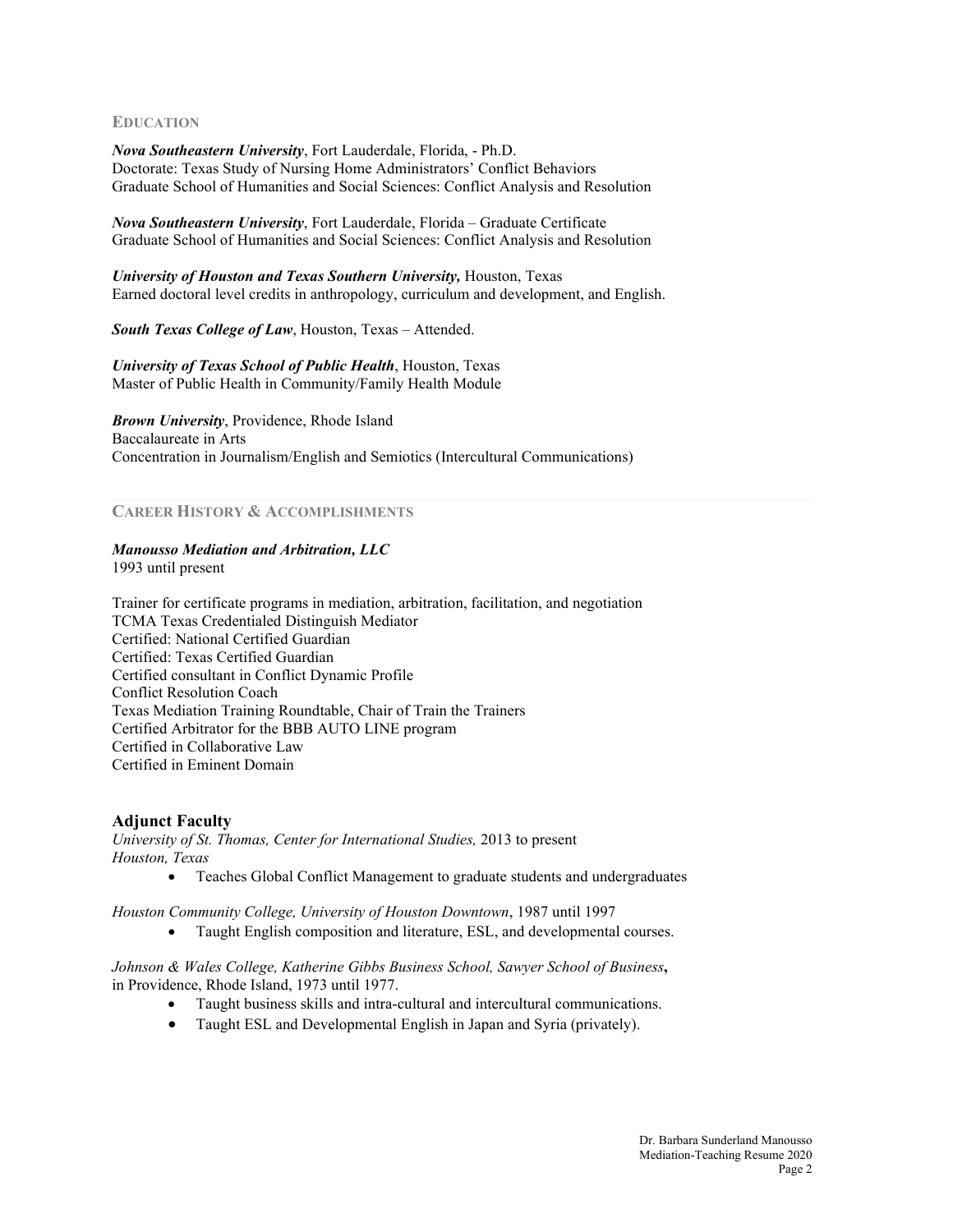## EDUCATION

***Nova Southeastern University***, Fort Lauderdale, Florida, - Ph.D.
Doctorate: Texas Study of Nursing Home Administrators' Conflict Behaviors
Graduate School of Humanities and Social Sciences: Conflict Analysis and Resolution

***Nova Southeastern University***, Fort Lauderdale, Florida – Graduate Certificate
Graduate School of Humanities and Social Sciences: Conflict Analysis and Resolution

***University of Houston and Texas Southern University,*** Houston, Texas
Earned doctoral level credits in anthropology, curriculum and development, and English.

***South Texas College of Law***, Houston, Texas – Attended.

***University of Texas School of Public Health***, Houston, Texas
Master of Public Health in Community/Family Health Module

***Brown University***, Providence, Rhode Island
Baccalaureate in Arts
Concentration in Journalism/English and Semiotics (Intercultural Communications)

## CAREER HISTORY & ACCOMPLISHMENTS

***Manousso Mediation and Arbitration, LLC***
1993 until present

Trainer for certificate programs in mediation, arbitration, facilitation, and negotiation
TCMA Texas Credentialed Distinguish Mediator
Certified: National Certified Guardian
Certified: Texas Certified Guardian
Certified consultant in Conflict Dynamic Profile
Conflict Resolution Coach
Texas Mediation Training Roundtable, Chair of Train the Trainers
Certified Arbitrator for the BBB AUTO LINE program
Certified in Collaborative Law
Certified in Eminent Domain

### Adjunct Faculty

*University of St. Thomas, Center for International Studies,* 2013 to present
*Houston, Texas*

- Teaches Global Conflict Management to graduate students and undergraduates

*Houston Community College, University of Houston Downtown*, 1987 until 1997

- Taught English composition and literature, ESL, and developmental courses.

*Johnson & Wales College, Katherine Gibbs Business School, Sawyer School of Business***,**
in Providence, Rhode Island, 1973 until 1977.

- Taught business skills and intra-cultural and intercultural communications.
- Taught ESL and Developmental English in Japan and Syria (privately).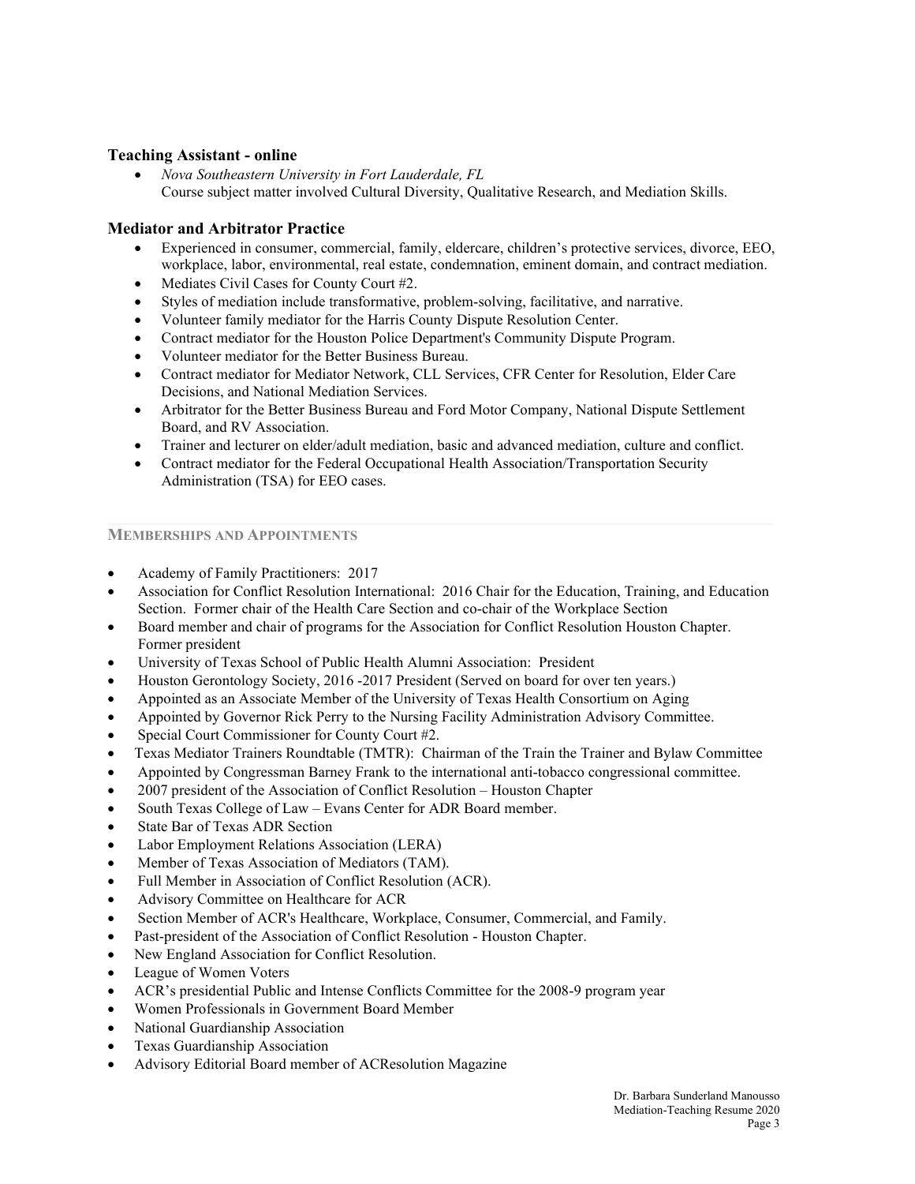### Teaching Assistant - online

- *Nova Southeastern University in Fort Lauderdale, FL*
  Course subject matter involved Cultural Diversity, Qualitative Research, and Mediation Skills.

### Mediator and Arbitrator Practice

- Experienced in consumer, commercial, family, eldercare, children's protective services, divorce, EEO, workplace, labor, environmental, real estate, condemnation, eminent domain, and contract mediation.
- Mediates Civil Cases for County Court #2.
- Styles of mediation include transformative, problem-solving, facilitative, and narrative.
- Volunteer family mediator for the Harris County Dispute Resolution Center.
- Contract mediator for the Houston Police Department's Community Dispute Program.
- Volunteer mediator for the Better Business Bureau.
- Contract mediator for Mediator Network, CLL Services, CFR Center for Resolution, Elder Care Decisions, and National Mediation Services.
- Arbitrator for the Better Business Bureau and Ford Motor Company, National Dispute Settlement Board, and RV Association.
- Trainer and lecturer on elder/adult mediation, basic and advanced mediation, culture and conflict.
- Contract mediator for the Federal Occupational Health Association/Transportation Security Administration (TSA) for EEO cases.

## MEMBERSHIPS AND APPOINTMENTS

- Academy of Family Practitioners: 2017
- Association for Conflict Resolution International: 2016 Chair for the Education, Training, and Education Section. Former chair of the Health Care Section and co-chair of the Workplace Section
- Board member and chair of programs for the Association for Conflict Resolution Houston Chapter. Former president
- University of Texas School of Public Health Alumni Association: President
- Houston Gerontology Society, 2016 -2017 President (Served on board for over ten years.)
- Appointed as an Associate Member of the University of Texas Health Consortium on Aging
- Appointed by Governor Rick Perry to the Nursing Facility Administration Advisory Committee.
- Special Court Commissioner for County Court #2.
- Texas Mediator Trainers Roundtable (TMTR): Chairman of the Train the Trainer and Bylaw Committee
- Appointed by Congressman Barney Frank to the international anti-tobacco congressional committee.
- 2007 president of the Association of Conflict Resolution – Houston Chapter
- South Texas College of Law – Evans Center for ADR Board member.
- State Bar of Texas ADR Section
- Labor Employment Relations Association (LERA)
- Member of Texas Association of Mediators (TAM).
- Full Member in Association of Conflict Resolution (ACR).
- Advisory Committee on Healthcare for ACR
- Section Member of ACR's Healthcare, Workplace, Consumer, Commercial, and Family.
- Past-president of the Association of Conflict Resolution - Houston Chapter.
- New England Association for Conflict Resolution.
- League of Women Voters
- ACR's presidential Public and Intense Conflicts Committee for the 2008-9 program year
- Women Professionals in Government Board Member
- National Guardianship Association
- Texas Guardianship Association
- Advisory Editorial Board member of ACResolution Magazine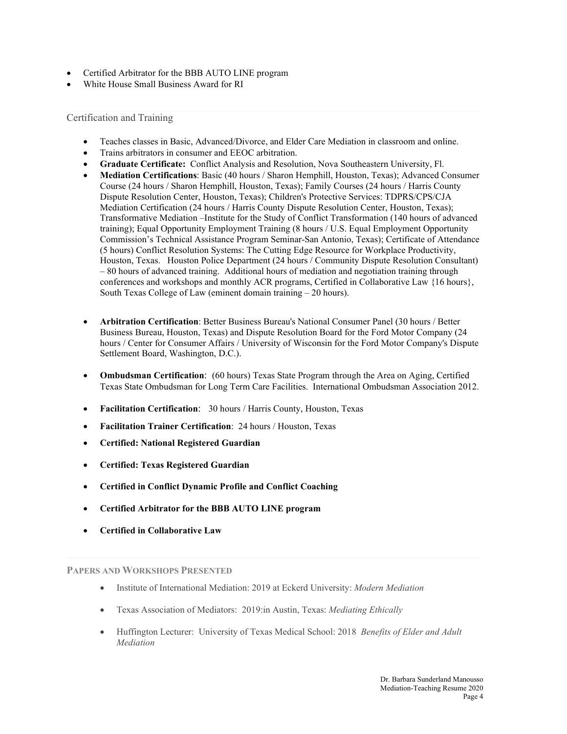- Certified Arbitrator for the BBB AUTO LINE program
- White House Small Business Award for RI

## Certification and Training

- Teaches classes in Basic, Advanced/Divorce, and Elder Care Mediation in classroom and online.
- Trains arbitrators in consumer and EEOC arbitration.
- **Graduate Certificate:** Conflict Analysis and Resolution, Nova Southeastern University, Fl.
- **Mediation Certifications**: Basic (40 hours / Sharon Hemphill, Houston, Texas); Advanced Consumer Course (24 hours / Sharon Hemphill, Houston, Texas); Family Courses (24 hours / Harris County Dispute Resolution Center, Houston, Texas); Children's Protective Services: TDPRS/CPS/CJA Mediation Certification (24 hours / Harris County Dispute Resolution Center, Houston, Texas); Transformative Mediation –Institute for the Study of Conflict Transformation (140 hours of advanced training); Equal Opportunity Employment Training (8 hours / U.S. Equal Employment Opportunity Commission's Technical Assistance Program Seminar-San Antonio, Texas); Certificate of Attendance (5 hours) Conflict Resolution Systems: The Cutting Edge Resource for Workplace Productivity, Houston, Texas. Houston Police Department (24 hours / Community Dispute Resolution Consultant) – 80 hours of advanced training. Additional hours of mediation and negotiation training through conferences and workshops and monthly ACR programs, Certified in Collaborative Law {16 hours}, South Texas College of Law (eminent domain training – 20 hours).
- **Arbitration Certification**: Better Business Bureau's National Consumer Panel (30 hours / Better Business Bureau, Houston, Texas) and Dispute Resolution Board for the Ford Motor Company (24 hours / Center for Consumer Affairs / University of Wisconsin for the Ford Motor Company's Dispute Settlement Board, Washington, D.C.).
- **Ombudsman Certification**: (60 hours) Texas State Program through the Area on Aging, Certified Texas State Ombudsman for Long Term Care Facilities. International Ombudsman Association 2012.
- **Facilitation Certification**: 30 hours / Harris County, Houston, Texas
- **Facilitation Trainer Certification**: 24 hours / Houston, Texas
- **Certified: National Registered Guardian**
- **Certified: Texas Registered Guardian**
- **Certified in Conflict Dynamic Profile and Conflict Coaching**
- **Certified Arbitrator for the BBB AUTO LINE program**
- **Certified in Collaborative Law**

## PAPERS AND WORKSHOPS PRESENTED

- Institute of International Mediation: 2019 at Eckerd University: *Modern Mediation*
- Texas Association of Mediators: 2019:in Austin, Texas: *Mediating Ethically*
- Huffington Lecturer: University of Texas Medical School: 2018 *Benefits of Elder and Adult Mediation*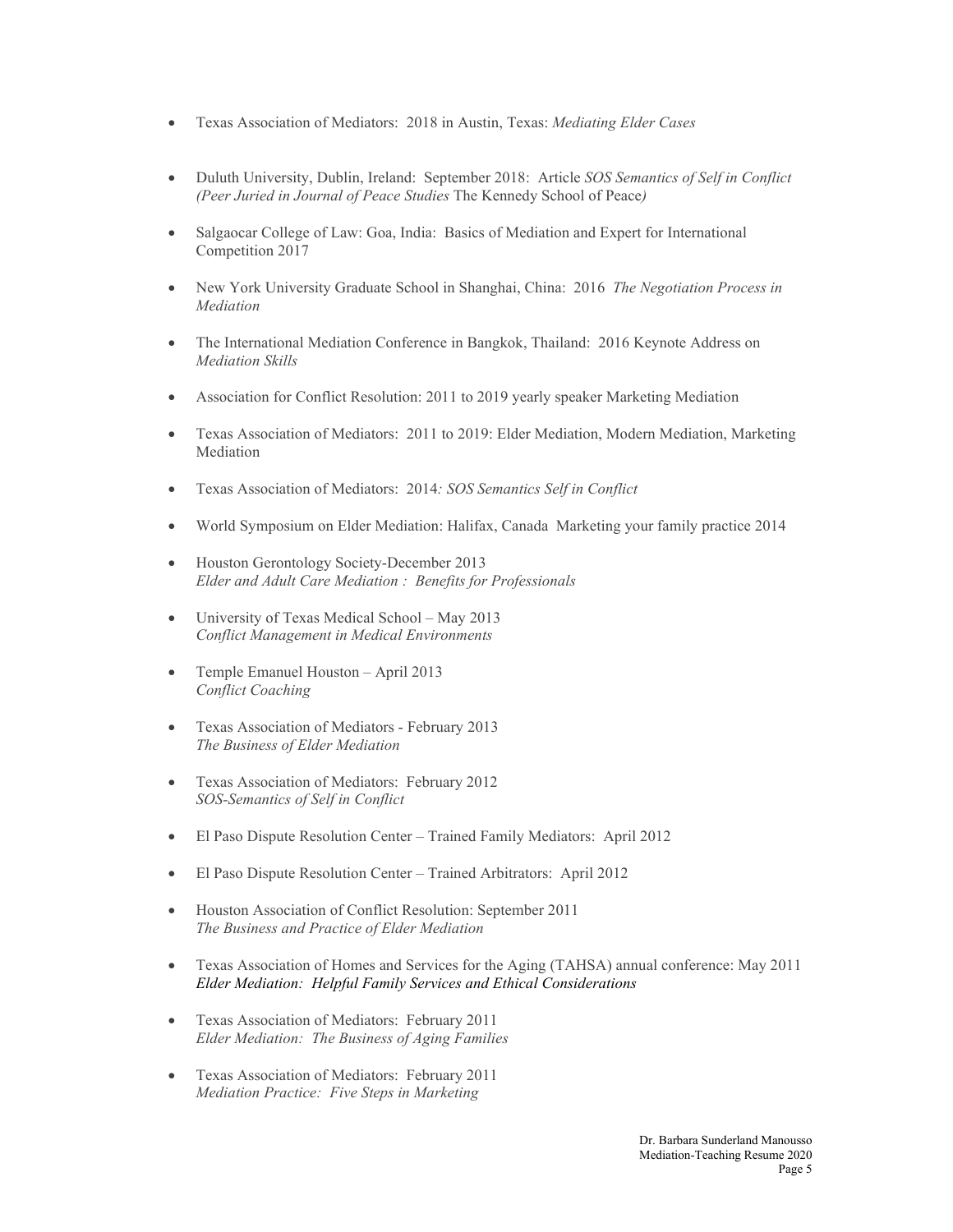- Texas Association of Mediators: 2018 in Austin, Texas: *Mediating Elder Cases*

- Duluth University, Dublin, Ireland: September 2018: Article *SOS Semantics of Self in Conflict (Peer Juried in Journal of Peace Studies* The Kennedy School of Peace*)*

- Salgaocar College of Law: Goa, India: Basics of Mediation and Expert for International Competition 2017

- New York University Graduate School in Shanghai, China: 2016 *The Negotiation Process in Mediation*

- The International Mediation Conference in Bangkok, Thailand: 2016 Keynote Address on *Mediation Skills*

- Association for Conflict Resolution: 2011 to 2019 yearly speaker Marketing Mediation

- Texas Association of Mediators: 2011 to 2019: Elder Mediation, Modern Mediation, Marketing Mediation

- Texas Association of Mediators: 2014*: SOS Semantics Self in Conflict*

- World Symposium on Elder Mediation: Halifax, Canada Marketing your family practice 2014

- Houston Gerontology Society-December 2013
  *Elder and Adult Care Mediation : Benefits for Professionals*

- University of Texas Medical School – May 2013
  *Conflict Management in Medical Environments*

- Temple Emanuel Houston – April 2013
  *Conflict Coaching*

- Texas Association of Mediators - February 2013
  *The Business of Elder Mediation*

- Texas Association of Mediators: February 2012
  *SOS-Semantics of Self in Conflict*

- El Paso Dispute Resolution Center – Trained Family Mediators: April 2012

- El Paso Dispute Resolution Center – Trained Arbitrators: April 2012

- Houston Association of Conflict Resolution: September 2011
  *The Business and Practice of Elder Mediation*

- Texas Association of Homes and Services for the Aging (TAHSA) annual conference: May 2011
  *Elder Mediation: Helpful Family Services and Ethical Considerations*

- Texas Association of Mediators: February 2011
  *Elder Mediation: The Business of Aging Families*

- Texas Association of Mediators: February 2011
  *Mediation Practice: Five Steps in Marketing*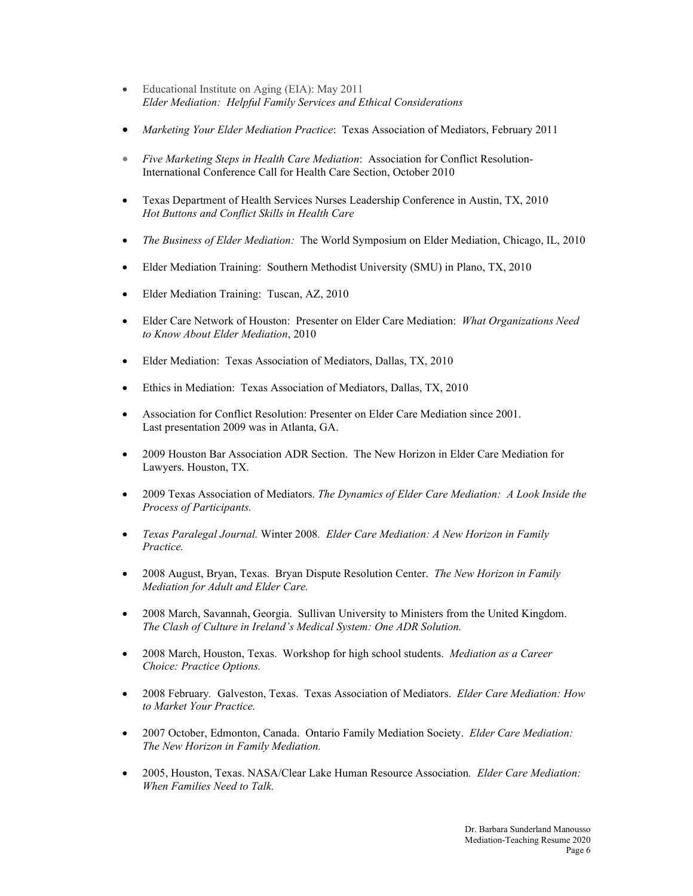- Educational Institute on Aging (EIA): May 2011
  *Elder Mediation: Helpful Family Services and Ethical Considerations*

- *Marketing Your Elder Mediation Practice*: Texas Association of Mediators, February 2011

- *Five Marketing Steps in Health Care Mediation*: Association for Conflict Resolution-International Conference Call for Health Care Section, October 2010

- Texas Department of Health Services Nurses Leadership Conference in Austin, TX, 2010
  *Hot Buttons and Conflict Skills in Health Care*

- *The Business of Elder Mediation:* The World Symposium on Elder Mediation, Chicago, IL, 2010

- Elder Mediation Training: Southern Methodist University (SMU) in Plano, TX, 2010

- Elder Mediation Training: Tuscan, AZ, 2010

- Elder Care Network of Houston: Presenter on Elder Care Mediation: *What Organizations Need to Know About Elder Mediation*, 2010

- Elder Mediation: Texas Association of Mediators, Dallas, TX, 2010

- Ethics in Mediation: Texas Association of Mediators, Dallas, TX, 2010

- Association for Conflict Resolution: Presenter on Elder Care Mediation since 2001.
  Last presentation 2009 was in Atlanta, GA.

- 2009 Houston Bar Association ADR Section. The New Horizon in Elder Care Mediation for Lawyers. Houston, TX.

- 2009 Texas Association of Mediators. *The Dynamics of Elder Care Mediation: A Look Inside the Process of Participants.*

- *Texas Paralegal Journal.* Winter 2008. *Elder Care Mediation: A New Horizon in Family Practice.*

- 2008 August, Bryan, Texas. Bryan Dispute Resolution Center. *The New Horizon in Family Mediation for Adult and Elder Care.*

- 2008 March, Savannah, Georgia. Sullivan University to Ministers from the United Kingdom. *The Clash of Culture in Ireland's Medical System: One ADR Solution.*

- 2008 March, Houston, Texas. Workshop for high school students. *Mediation as a Career Choice: Practice Options.*

- 2008 February. Galveston, Texas. Texas Association of Mediators. *Elder Care Mediation: How to Market Your Practice.*

- 2007 October, Edmonton, Canada. Ontario Family Mediation Society. *Elder Care Mediation: The New Horizon in Family Mediation.*

- 2005, Houston, Texas. NASA/Clear Lake Human Resource Association. *Elder Care Mediation: When Families Need to Talk.*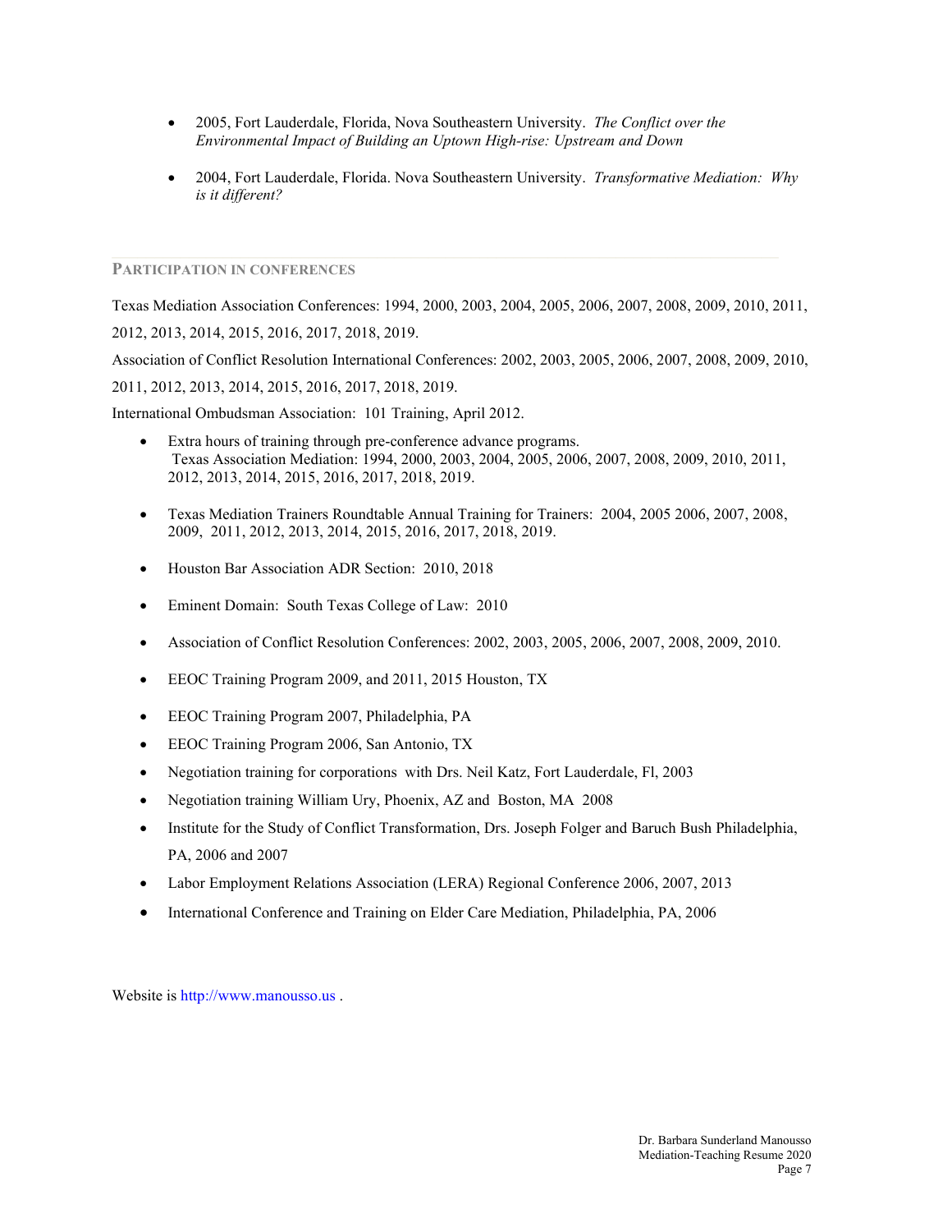- 2005, Fort Lauderdale, Florida, Nova Southeastern University. *The Conflict over the Environmental Impact of Building an Uptown High-rise: Upstream and Down*

- 2004, Fort Lauderdale, Florida. Nova Southeastern University. *Transformative Mediation: Why is it different?*

## PARTICIPATION IN CONFERENCES

Texas Mediation Association Conferences: 1994, 2000, 2003, 2004, 2005, 2006, 2007, 2008, 2009, 2010, 2011, 2012, 2013, 2014, 2015, 2016, 2017, 2018, 2019.

Association of Conflict Resolution International Conferences: 2002, 2003, 2005, 2006, 2007, 2008, 2009, 2010, 2011, 2012, 2013, 2014, 2015, 2016, 2017, 2018, 2019.

International Ombudsman Association: 101 Training, April 2012.

- Extra hours of training through pre-conference advance programs.
  Texas Association Mediation: 1994, 2000, 2003, 2004, 2005, 2006, 2007, 2008, 2009, 2010, 2011, 2012, 2013, 2014, 2015, 2016, 2017, 2018, 2019.

- Texas Mediation Trainers Roundtable Annual Training for Trainers: 2004, 2005 2006, 2007, 2008, 2009, 2011, 2012, 2013, 2014, 2015, 2016, 2017, 2018, 2019.

- Houston Bar Association ADR Section: 2010, 2018

- Eminent Domain: South Texas College of Law: 2010

- Association of Conflict Resolution Conferences: 2002, 2003, 2005, 2006, 2007, 2008, 2009, 2010.

- EEOC Training Program 2009, and 2011, 2015 Houston, TX

- EEOC Training Program 2007, Philadelphia, PA
- EEOC Training Program 2006, San Antonio, TX
- Negotiation training for corporations with Drs. Neil Katz, Fort Lauderdale, Fl, 2003
- Negotiation training William Ury, Phoenix, AZ and Boston, MA 2008
- Institute for the Study of Conflict Transformation, Drs. Joseph Folger and Baruch Bush Philadelphia, PA, 2006 and 2007
- Labor Employment Relations Association (LERA) Regional Conference 2006, 2007, 2013
- International Conference and Training on Elder Care Mediation, Philadelphia, PA, 2006

Website is http://www.manousso.us .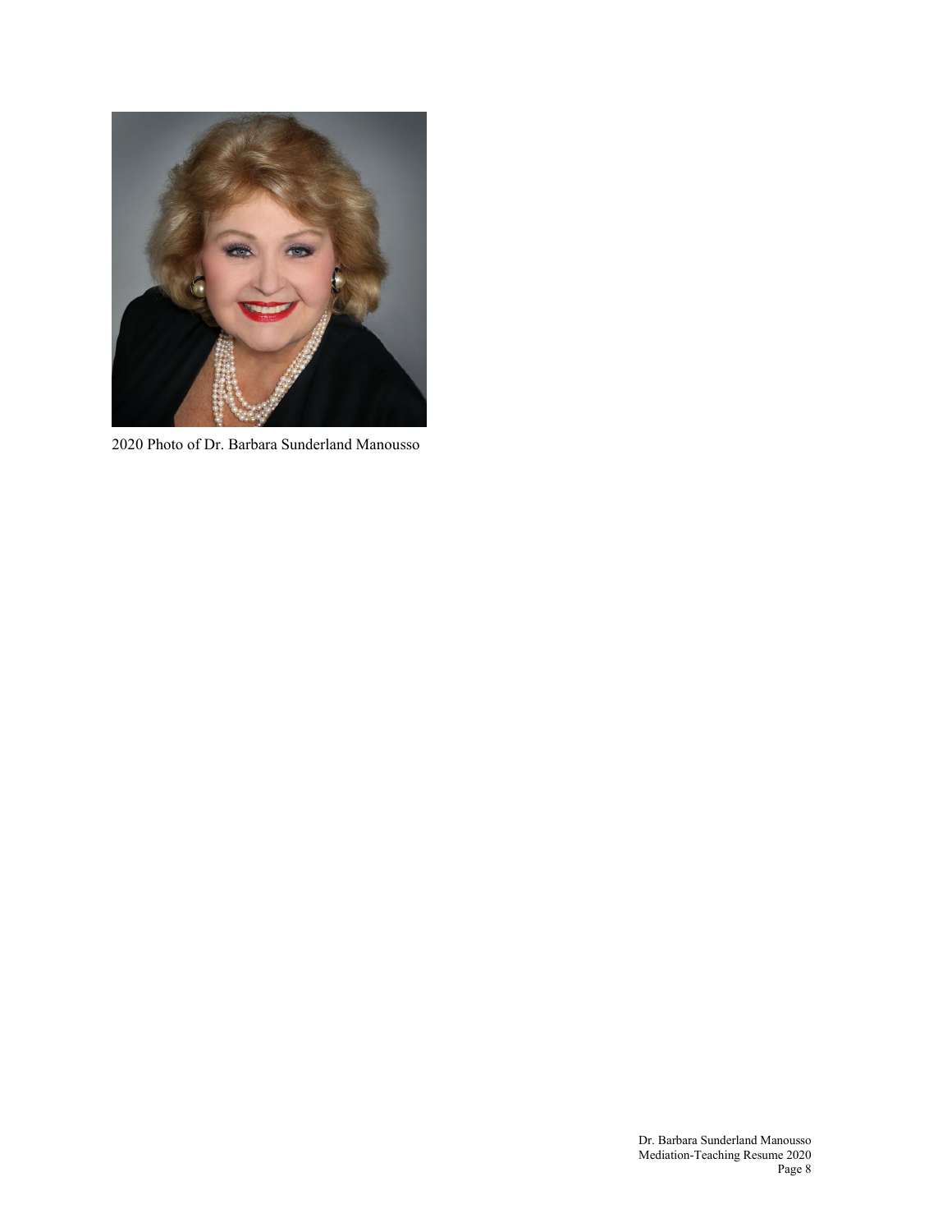2020 Photo of Dr. Barbara Sunderland Manousso